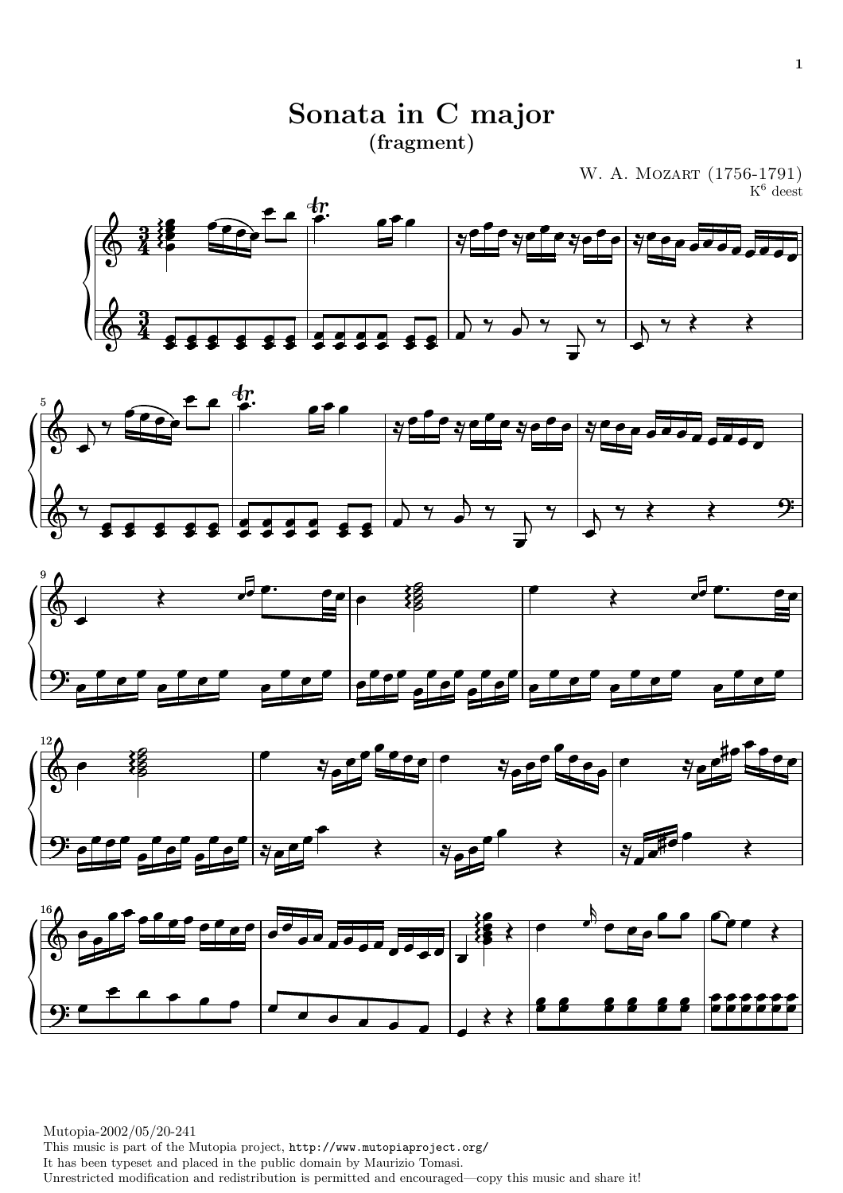# Sonata in C major
## (fragment)

W. A. Mozart (1756-1791)
K[6] deest

Mutopia-2002/05/20-241
This music is part of the Mutopia project, http://www.mutopiaproject.org/
It has been typeset and placed in the public domain by Maurizio Tomasi.
Unrestricted modification and redistribution is permitted and encouraged—copy this music and share it!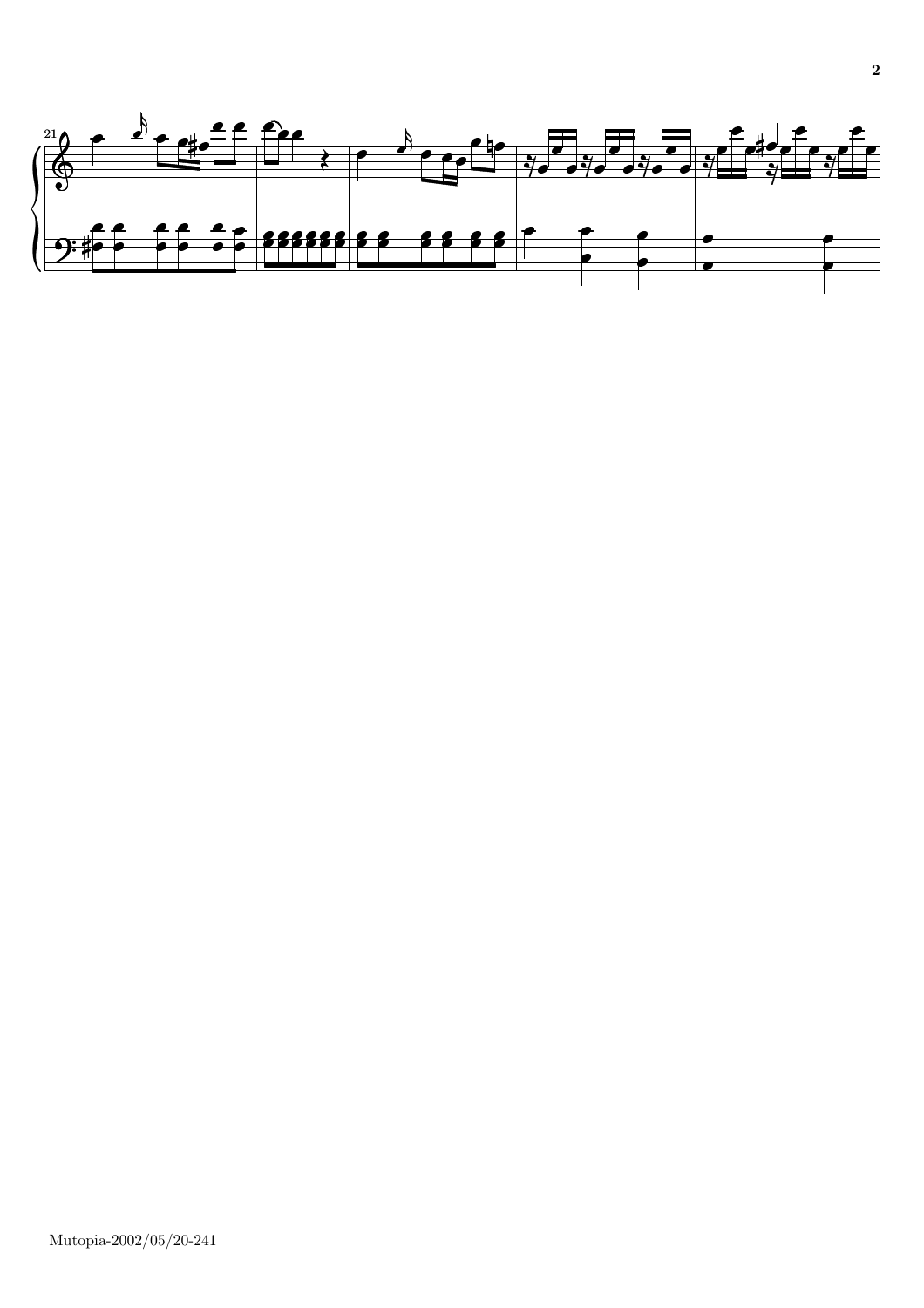Mutopia-2002/05/20-241